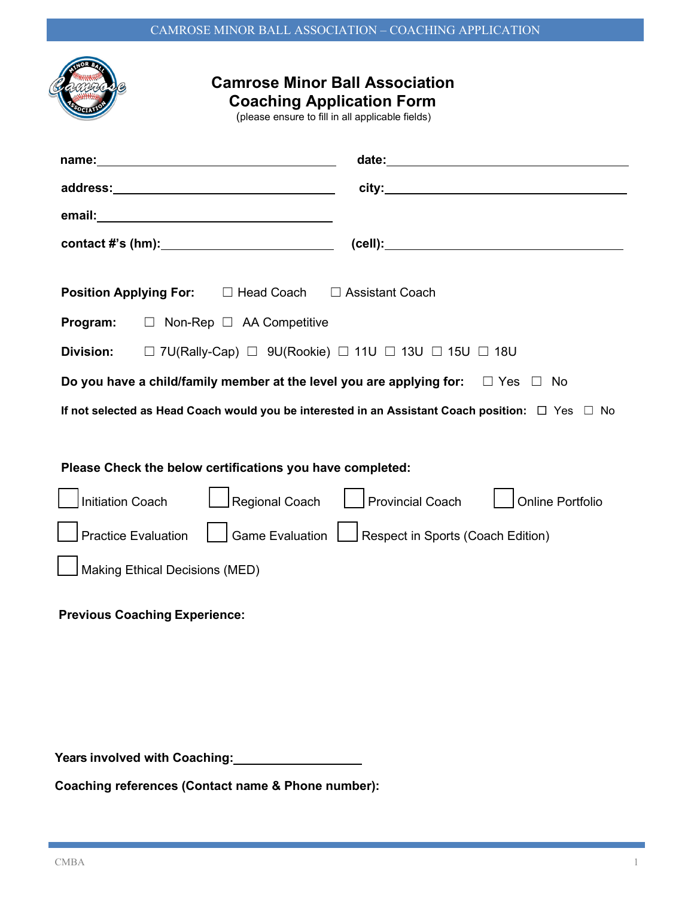# Camrose Minor Ball Association
# Coaching Application Form

(please ensure to fill in all applicable fields)

**name:**\_\_\_\_\_\_\_\_\_\_\_\_\_\_\_\_\_\_\_\_\_\_\_\_\_\_\_\_\_\_ **date:**\_\_\_\_\_\_\_\_\_\_\_\_\_\_\_\_\_\_\_\_\_\_\_\_\_\_\_\_\_\_

**address:**\_\_\_\_\_\_\_\_\_\_\_\_\_\_\_\_\_\_\_\_\_\_\_\_\_\_\_\_\_\_ **city:**\_\_\_\_\_\_\_\_\_\_\_\_\_\_\_\_\_\_\_\_\_\_\_\_\_\_\_\_\_\_

**email:**\_\_\_\_\_\_\_\_\_\_\_\_\_\_\_\_\_\_\_\_\_\_\_\_\_\_\_\_\_\_

**contact #'s (hm):**\_\_\_\_\_\_\_\_\_\_\_\_\_\_\_\_\_\_\_\_\_\_\_\_ **(cell):**\_\_\_\_\_\_\_\_\_\_\_\_\_\_\_\_\_\_\_\_\_\_\_\_\_\_\_\_\_\_

**Position Applying For:** ☐ Head Coach ☐ Assistant Coach

**Program:** ☐ Non-Rep ☐ AA Competitive

**Division:** ☐ 7U(Rally-Cap) ☐ 9U(Rookie) ☐ 11U ☐ 13U ☐ 15U ☐ 18U

**Do you have a child/family member at the level you are applying for:** ☐ Yes ☐ No

**If not selected as Head Coach would you be interested in an Assistant Coach position:** ☐ Yes ☐ No

**Please Check the below certifications you have completed:**

☐ Initiation Coach ☐ Regional Coach ☐ Provincial Coach ☐ Online Portfolio

☐ Practice Evaluation ☐ Game Evaluation ☐ Respect in Sports (Coach Edition)

☐ Making Ethical Decisions (MED)

**Previous Coaching Experience:**

**Years involved with Coaching:**\_\_\_\_\_\_\_\_\_\_\_\_\_\_\_\_\_\_\_\_

**Coaching references (Contact name & Phone number):**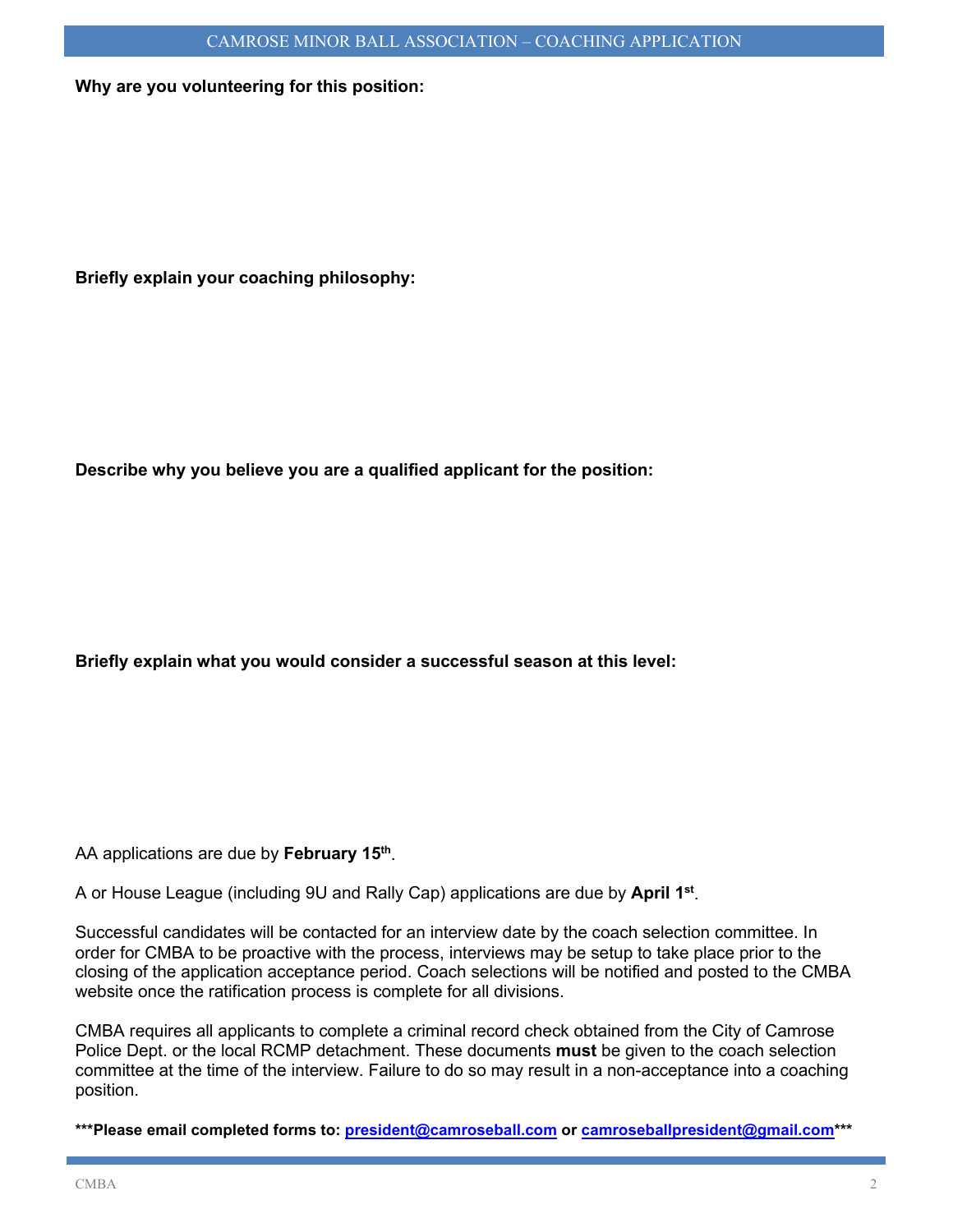**Why are you volunteering for this position:**

**Briefly explain your coaching philosophy:**

**Describe why you believe you are a qualified applicant for the position:**

**Briefly explain what you would consider a successful season at this level:**

AA applications are due by **February 15th**.

A or House League (including 9U and Rally Cap) applications are due by **April 1st**.

Successful candidates will be contacted for an interview date by the coach selection committee. In order for CMBA to be proactive with the process, interviews may be setup to take place prior to the closing of the application acceptance period. Coach selections will be notified and posted to the CMBA website once the ratification process is complete for all divisions.

CMBA requires all applicants to complete a criminal record check obtained from the City of Camrose Police Dept. or the local RCMP detachment. These documents **must** be given to the coach selection committee at the time of the interview. Failure to do so may result in a non-acceptance into a coaching position.

**\*\*\*Please email completed forms to: [president@camroseball.com](mailto:president@camroseball.com) or [camroseballpresident@gmail.com](mailto:camroseballpresident@gmail.com)\*\*\***